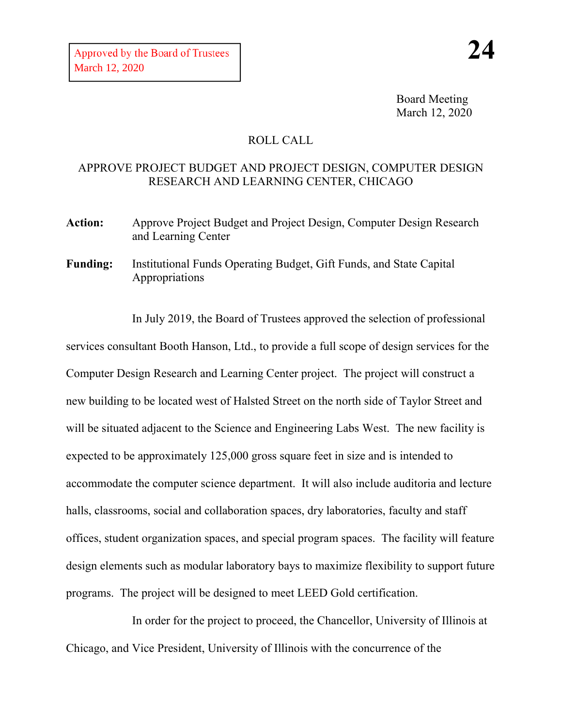Approved by the Board of Trustees
March 12, 2020

**24**

Board Meeting
March 12, 2020

ROLL CALL

APPROVE PROJECT BUDGET AND PROJECT DESIGN, COMPUTER DESIGN RESEARCH AND LEARNING CENTER, CHICAGO

**Action:** Approve Project Budget and Project Design, Computer Design Research and Learning Center

**Funding:** Institutional Funds Operating Budget, Gift Funds, and State Capital Appropriations

In July 2019, the Board of Trustees approved the selection of professional services consultant Booth Hanson, Ltd., to provide a full scope of design services for the Computer Design Research and Learning Center project. The project will construct a new building to be located west of Halsted Street on the north side of Taylor Street and will be situated adjacent to the Science and Engineering Labs West. The new facility is expected to be approximately 125,000 gross square feet in size and is intended to accommodate the computer science department. It will also include auditoria and lecture halls, classrooms, social and collaboration spaces, dry laboratories, faculty and staff offices, student organization spaces, and special program spaces. The facility will feature design elements such as modular laboratory bays to maximize flexibility to support future programs. The project will be designed to meet LEED Gold certification.

In order for the project to proceed, the Chancellor, University of Illinois at Chicago, and Vice President, University of Illinois with the concurrence of the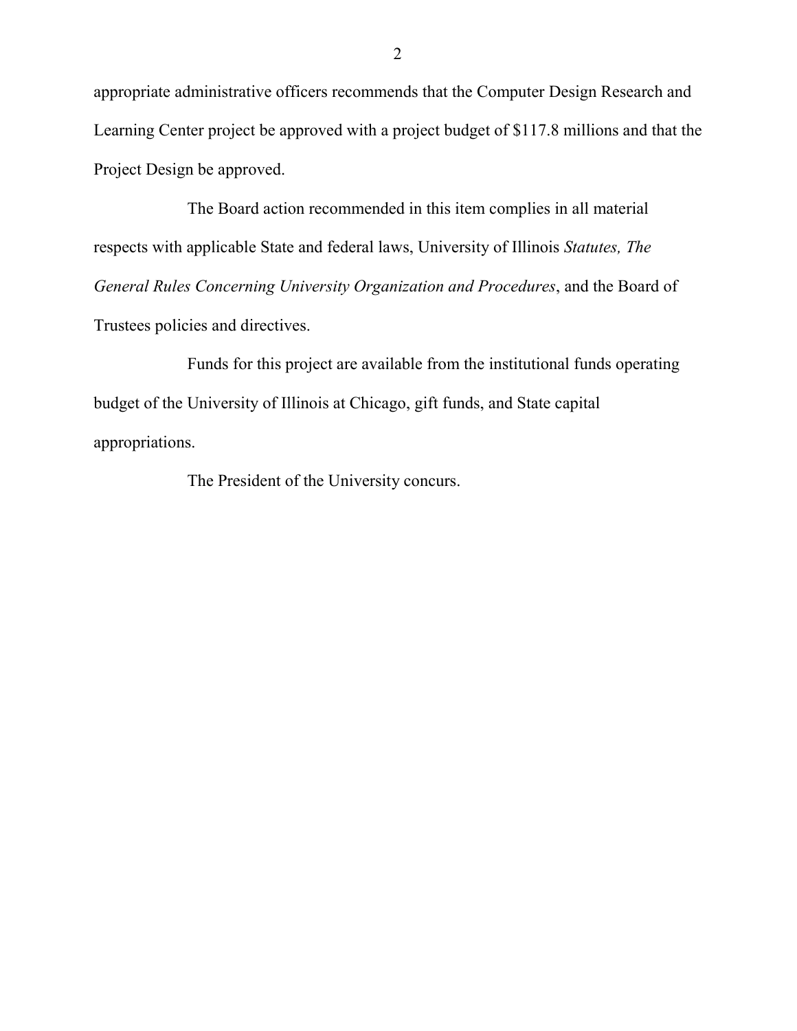appropriate administrative officers recommends that the Computer Design Research and Learning Center project be approved with a project budget of $117.8 millions and that the Project Design be approved.

The Board action recommended in this item complies in all material respects with applicable State and federal laws, University of Illinois *Statutes, The General Rules Concerning University Organization and Procedures*, and the Board of Trustees policies and directives.

Funds for this project are available from the institutional funds operating budget of the University of Illinois at Chicago, gift funds, and State capital appropriations.

The President of the University concurs.